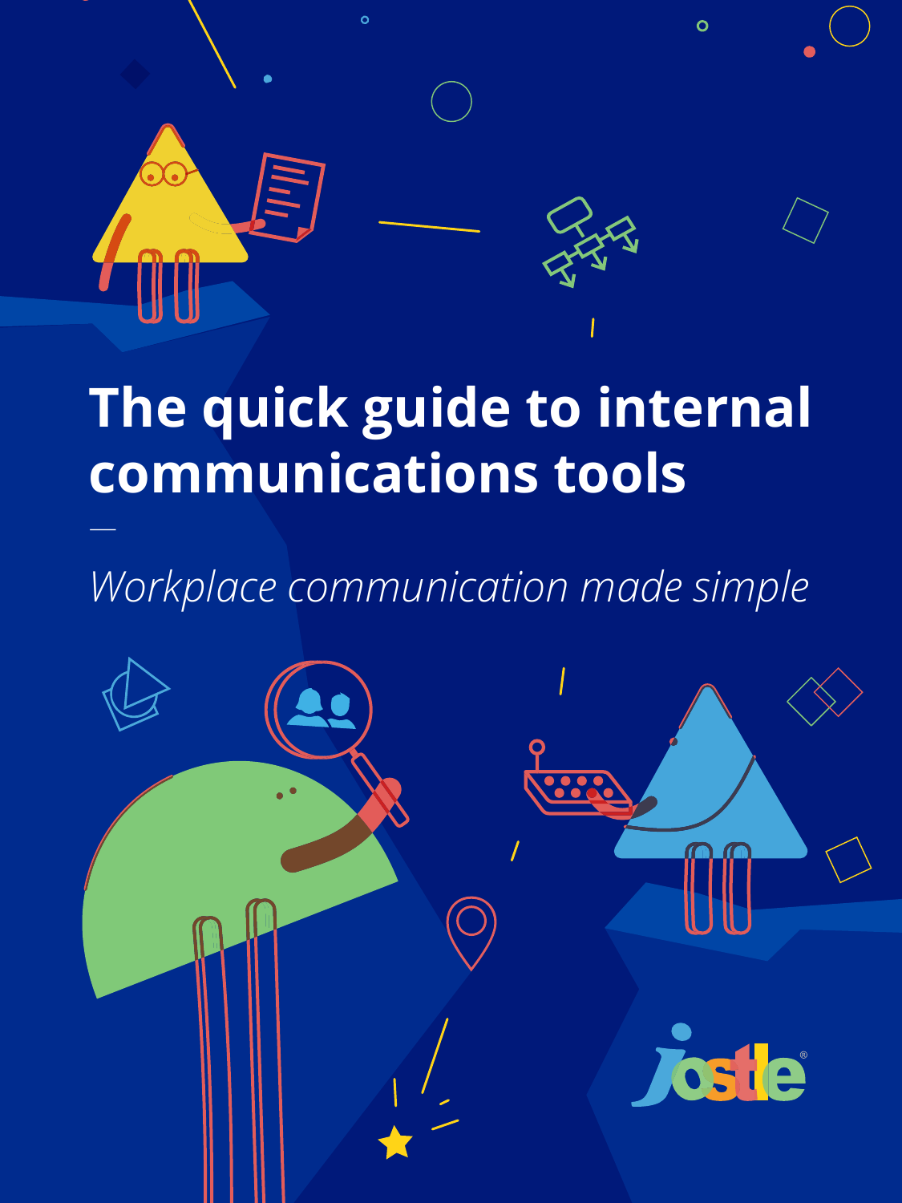# The quick guide to internal communications tools

—

*Workplace communication made simple*

jostle®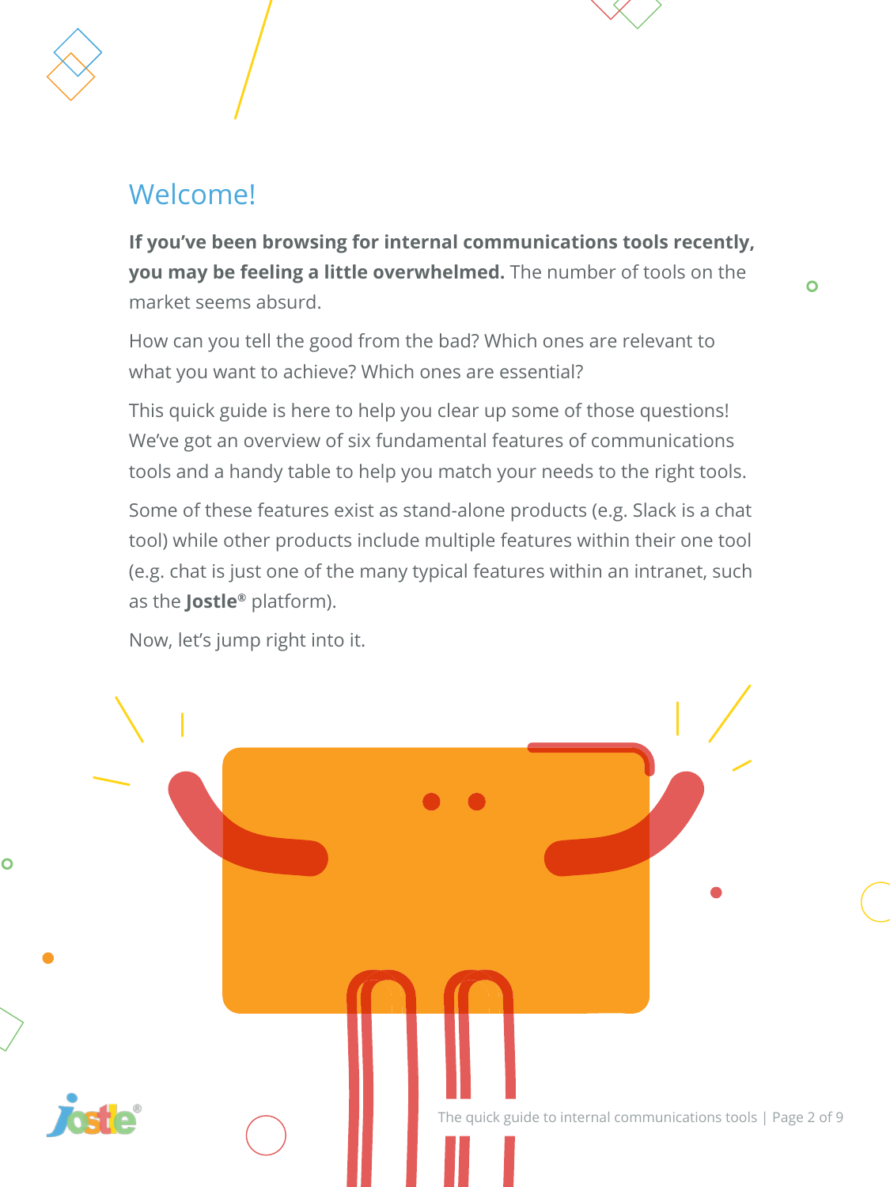## Welcome!

**If you've been browsing for internal communications tools recently, you may be feeling a little overwhelmed.** The number of tools on the market seems absurd.

How can you tell the good from the bad? Which ones are relevant to what you want to achieve? Which ones are essential?

This quick guide is here to help you clear up some of those questions! We've got an overview of six fundamental features of communications tools and a handy table to help you match your needs to the right tools.

Some of these features exist as stand-alone products (e.g. Slack is a chat tool) while other products include multiple features within their one tool (e.g. chat is just one of the many typical features within an intranet, such as the **Jostle®** platform).

Now, let's jump right into it.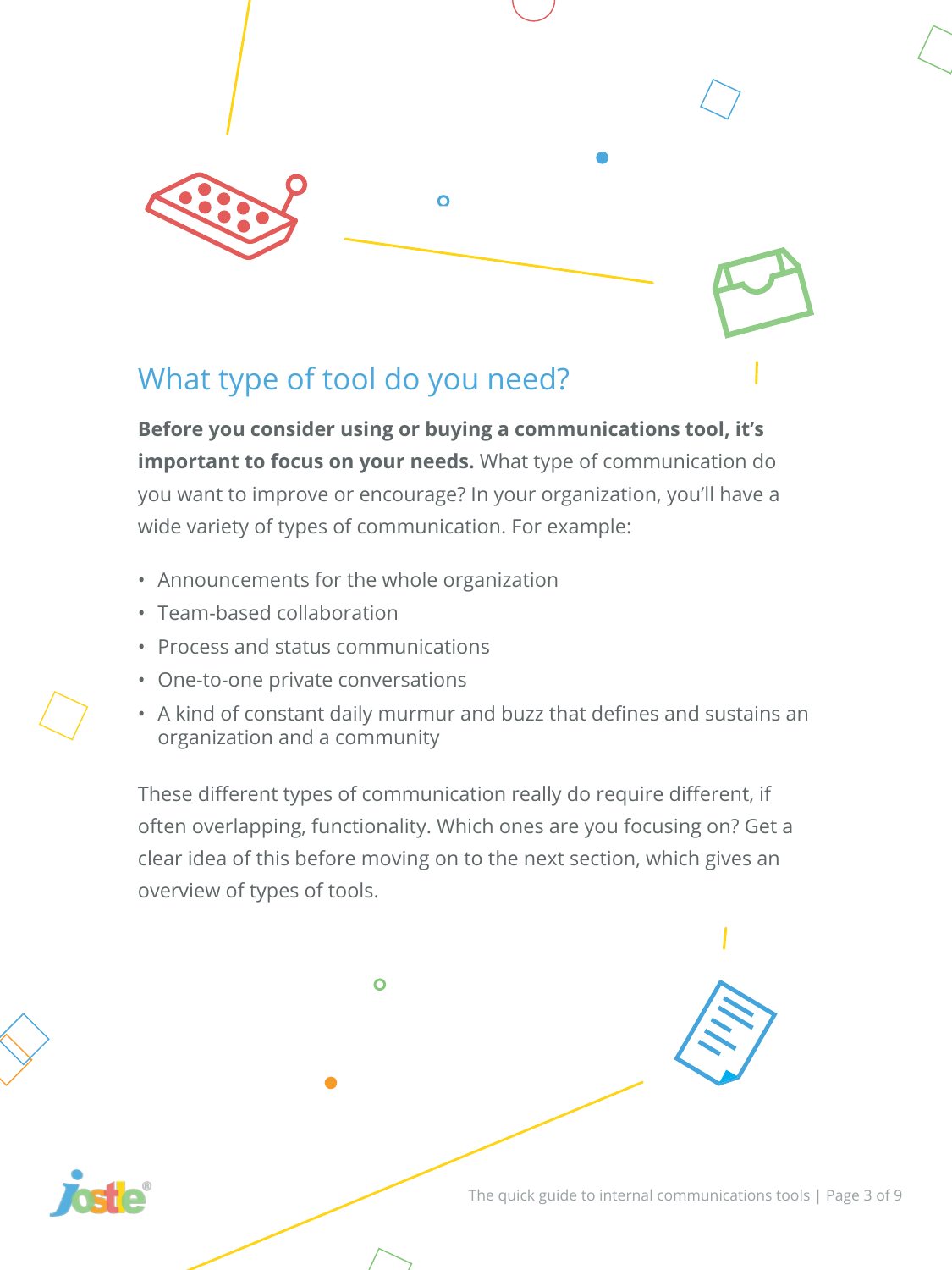## What type of tool do you need?

**Before you consider using or buying a communications tool, it's important to focus on your needs.** What type of communication do you want to improve or encourage? In your organization, you'll have a wide variety of types of communication. For example:

- Announcements for the whole organization
- Team-based collaboration
- Process and status communications
- One-to-one private conversations
- A kind of constant daily murmur and buzz that defines and sustains an organization and a community

These different types of communication really do require different, if often overlapping, functionality. Which ones are you focusing on? Get a clear idea of this before moving on to the next section, which gives an overview of types of tools.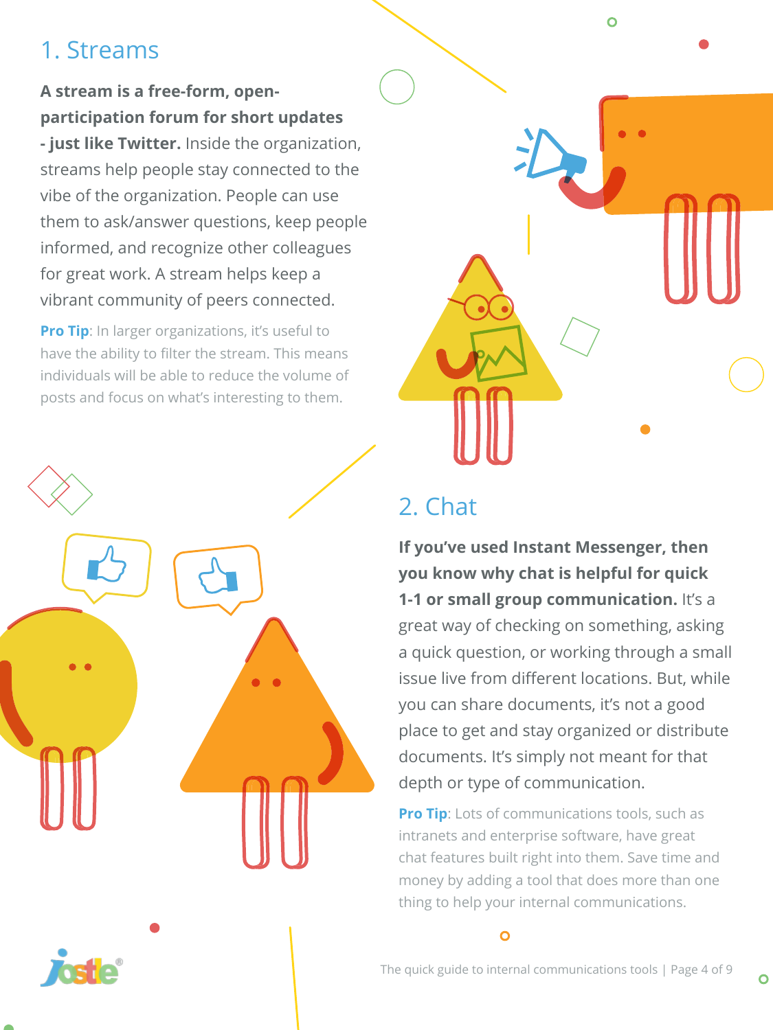## 1. Streams

**A stream is a free-form, open-participation forum for short updates - just like Twitter.** Inside the organization, streams help people stay connected to the vibe of the organization. People can use them to ask/answer questions, keep people informed, and recognize other colleagues for great work. A stream helps keep a vibrant community of peers connected.

**Pro Tip**: In larger organizations, it's useful to have the ability to filter the stream. This means individuals will be able to reduce the volume of posts and focus on what's interesting to them.

## 2. Chat

**If you've used Instant Messenger, then you know why chat is helpful for quick 1-1 or small group communication.** It's a great way of checking on something, asking a quick question, or working through a small issue live from different locations. But, while you can share documents, it's not a good place to get and stay organized or distribute documents. It's simply not meant for that depth or type of communication.

**Pro Tip**: Lots of communications tools, such as intranets and enterprise software, have great chat features built right into them. Save time and money by adding a tool that does more than one thing to help your internal communications.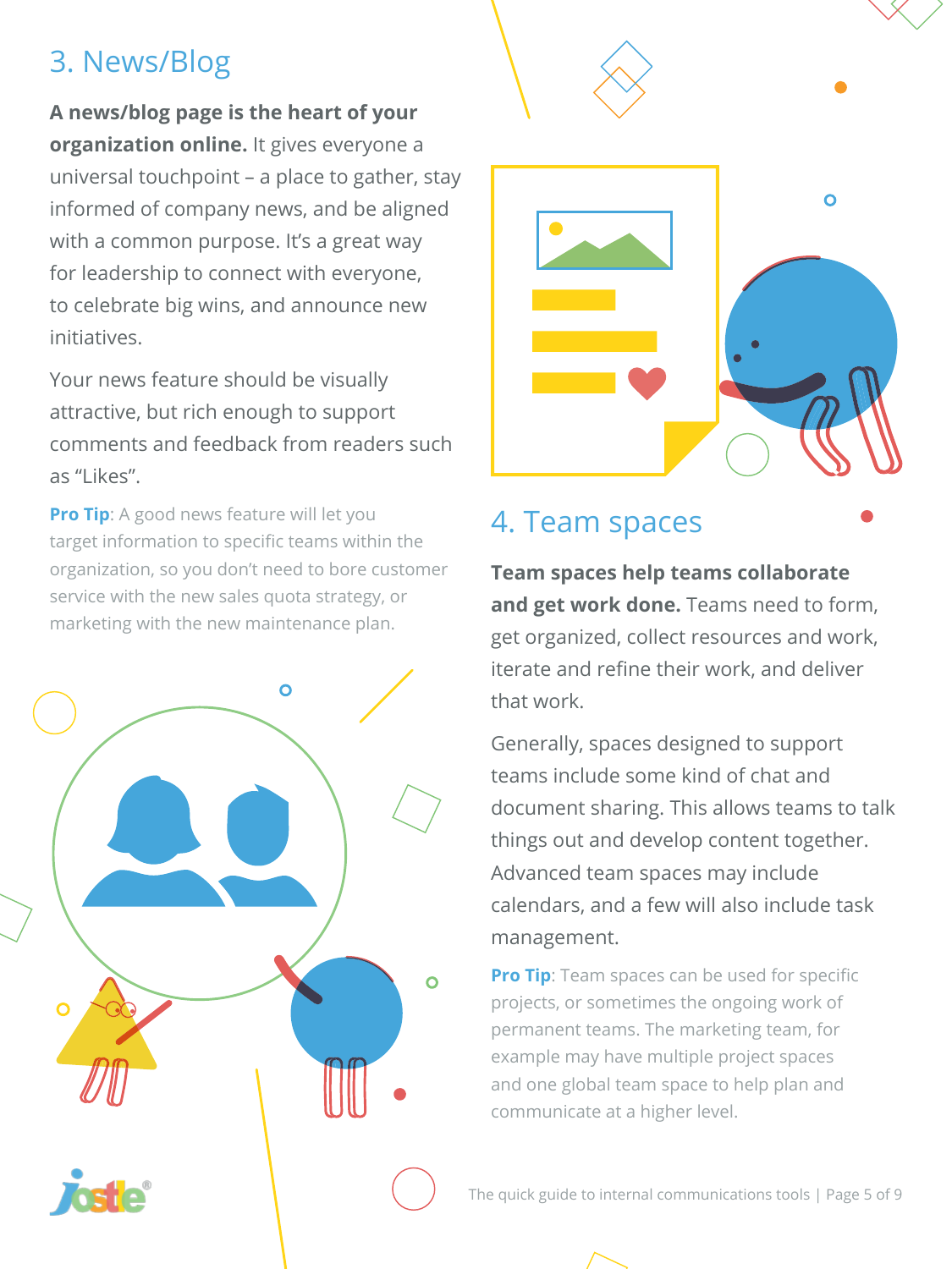## 3. News/Blog

**A news/blog page is the heart of your organization online.** It gives everyone a universal touchpoint – a place to gather, stay informed of company news, and be aligned with a common purpose. It's a great way for leadership to connect with everyone, to celebrate big wins, and announce new initiatives.

Your news feature should be visually attractive, but rich enough to support comments and feedback from readers such as "Likes".

**Pro Tip**: A good news feature will let you target information to specific teams within the organization, so you don't need to bore customer service with the new sales quota strategy, or marketing with the new maintenance plan.

## 4. Team spaces

**Team spaces help teams collaborate and get work done.** Teams need to form, get organized, collect resources and work, iterate and refine their work, and deliver that work.

Generally, spaces designed to support teams include some kind of chat and document sharing. This allows teams to talk things out and develop content together. Advanced team spaces may include calendars, and a few will also include task management.

**Pro Tip**: Team spaces can be used for specific projects, or sometimes the ongoing work of permanent teams. The marketing team, for example may have multiple project spaces and one global team space to help plan and communicate at a higher level.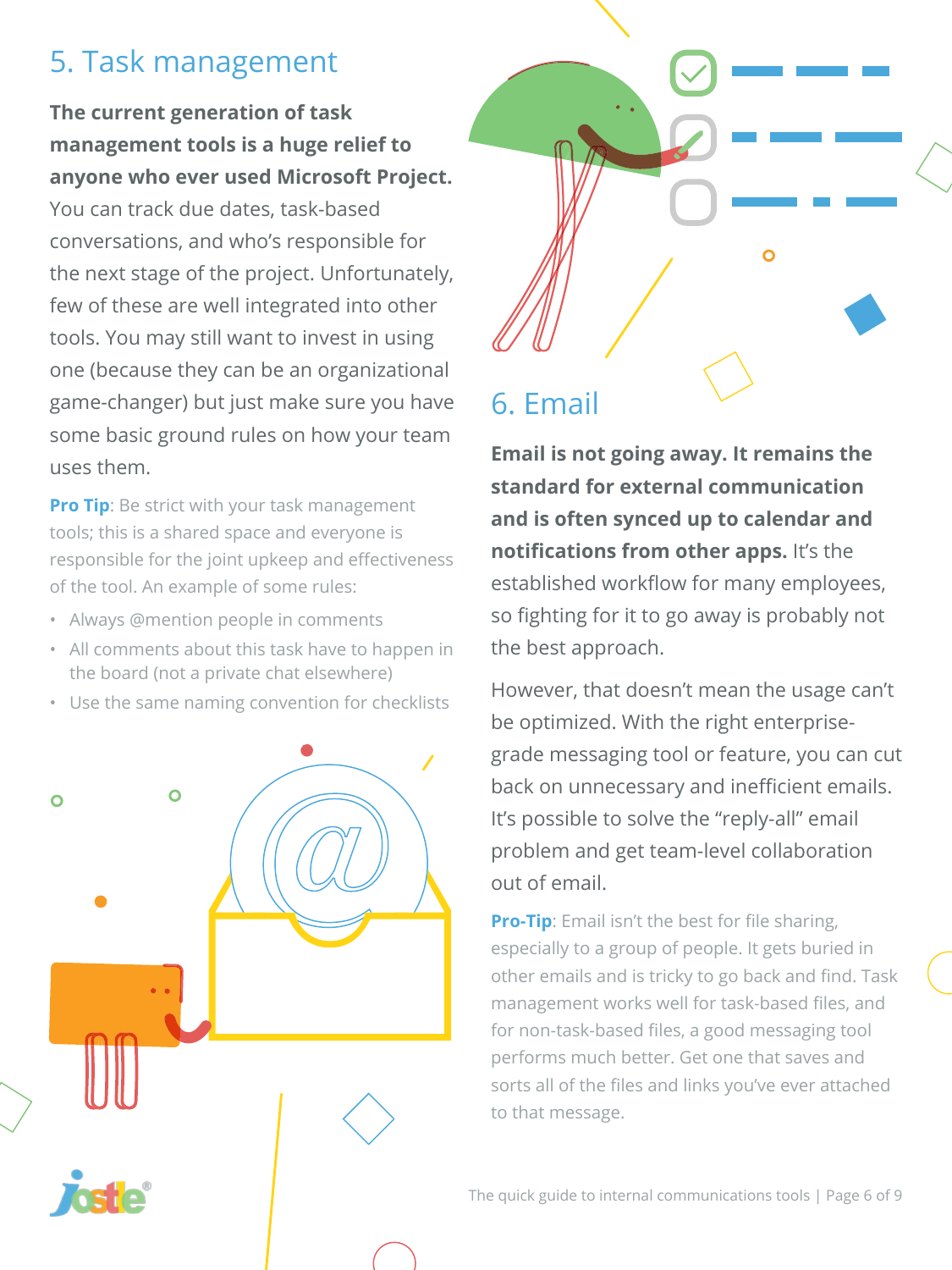## 5. Task management

**The current generation of task management tools is a huge relief to anyone who ever used Microsoft Project.** You can track due dates, task-based conversations, and who's responsible for the next stage of the project. Unfortunately, few of these are well integrated into other tools. You may still want to invest in using one (because they can be an organizational game-changer) but just make sure you have some basic ground rules on how your team uses them.

**Pro Tip**: Be strict with your task management tools; this is a shared space and everyone is responsible for the joint upkeep and effectiveness of the tool. An example of some rules:

- Always @mention people in comments
- All comments about this task have to happen in the board (not a private chat elsewhere)
- Use the same naming convention for checklists

## 6. Email

**Email is not going away. It remains the standard for external communication and is often synced up to calendar and notifications from other apps.** It's the established workflow for many employees, so fighting for it to go away is probably not the best approach.

However, that doesn't mean the usage can't be optimized. With the right enterprise-grade messaging tool or feature, you can cut back on unnecessary and inefficient emails. It's possible to solve the "reply-all" email problem and get team-level collaboration out of email.

**Pro-Tip**: Email isn't the best for file sharing, especially to a group of people. It gets buried in other emails and is tricky to go back and find. Task management works well for task-based files, and for non-task-based files, a good messaging tool performs much better. Get one that saves and sorts all of the files and links you've ever attached to that message.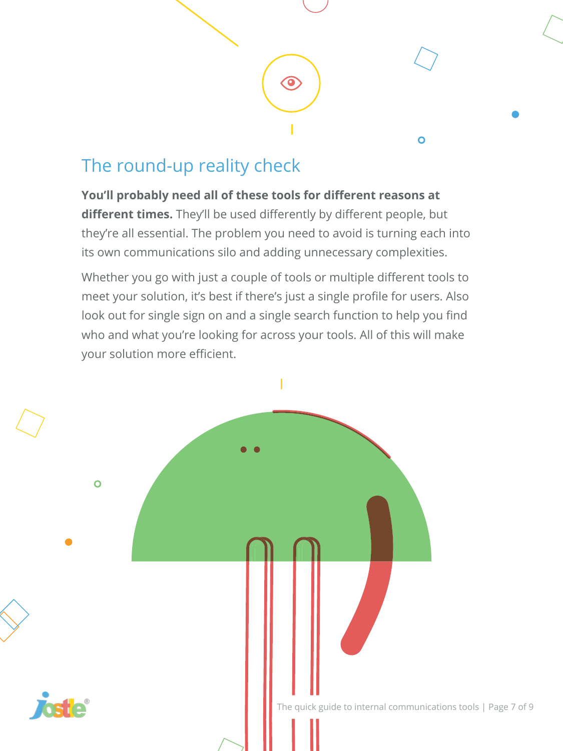## The round-up reality check

**You'll probably need all of these tools for different reasons at different times.** They'll be used differently by different people, but they're all essential. The problem you need to avoid is turning each into its own communications silo and adding unnecessary complexities.

Whether you go with just a couple of tools or multiple different tools to meet your solution, it's best if there's just a single profile for users. Also look out for single sign on and a single search function to help you find who and what you're looking for across your tools. All of this will make your solution more efficient.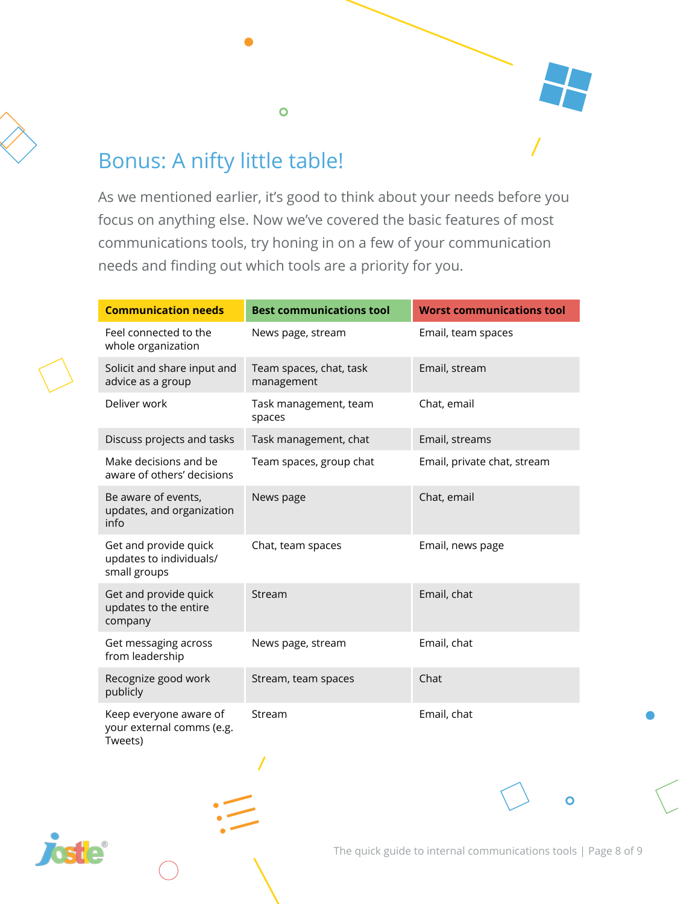## Bonus: A nifty little table!

As we mentioned earlier, it's good to think about your needs before you focus on anything else. Now we've covered the basic features of most communications tools, try honing in on a few of your communication needs and finding out which tools are a priority for you.

| Communication needs | Best communications tool | Worst communications tool |
|---|---|---|
| Feel connected to the whole organization | News page, stream | Email, team spaces |
| Solicit and share input and advice as a group | Team spaces, chat, task management | Email, stream |
| Deliver work | Task management, team spaces | Chat, email |
| Discuss projects and tasks | Task management, chat | Email, streams |
| Make decisions and be aware of others' decisions | Team spaces, group chat | Email, private chat, stream |
| Be aware of events, updates, and organization info | News page | Chat, email |
| Get and provide quick updates to individuals/ small groups | Chat, team spaces | Email, news page |
| Get and provide quick updates to the entire company | Stream | Email, chat |
| Get messaging across from leadership | News page, stream | Email, chat |
| Recognize good work publicly | Stream, team spaces | Chat |
| Keep everyone aware of your external comms (e.g. Tweets) | Stream | Email, chat |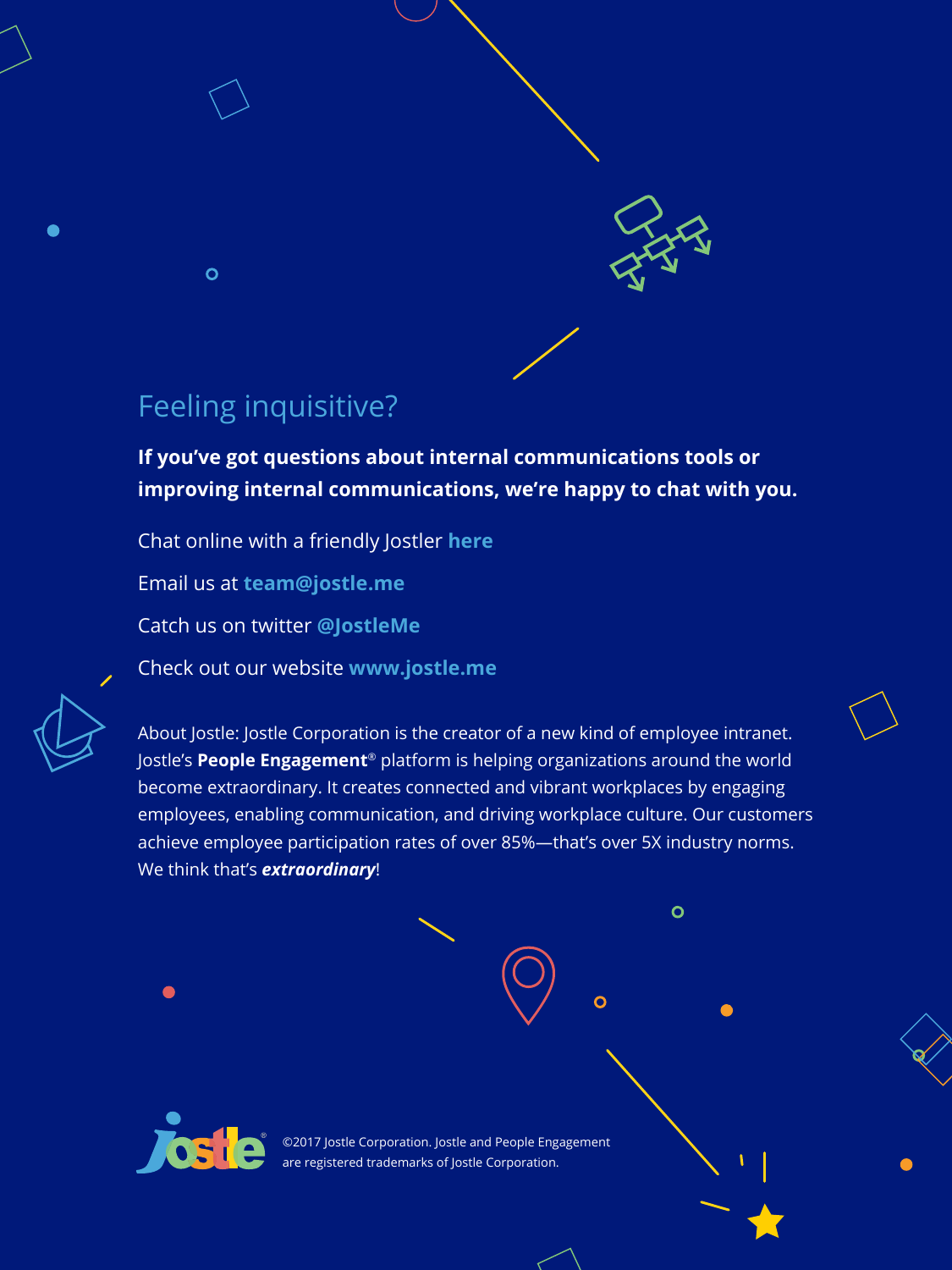## Feeling inquisitive?

**If you've got questions about internal communications tools or improving internal communications, we're happy to chat with you.**

Chat online with a friendly Jostler **here**

Email us at **team@jostle.me**

Catch us on twitter **@JostleMe**

Check out our website **www.jostle.me**

About Jostle: Jostle Corporation is the creator of a new kind of employee intranet. Jostle's **People Engagement**® platform is helping organizations around the world become extraordinary. It creates connected and vibrant workplaces by engaging employees, enabling communication, and driving workplace culture. Our customers achieve employee participation rates of over 85%—that's over 5X industry norms. We think that's ***extraordinary***!

©2017 Jostle Corporation. Jostle and People Engagement are registered trademarks of Jostle Corporation.